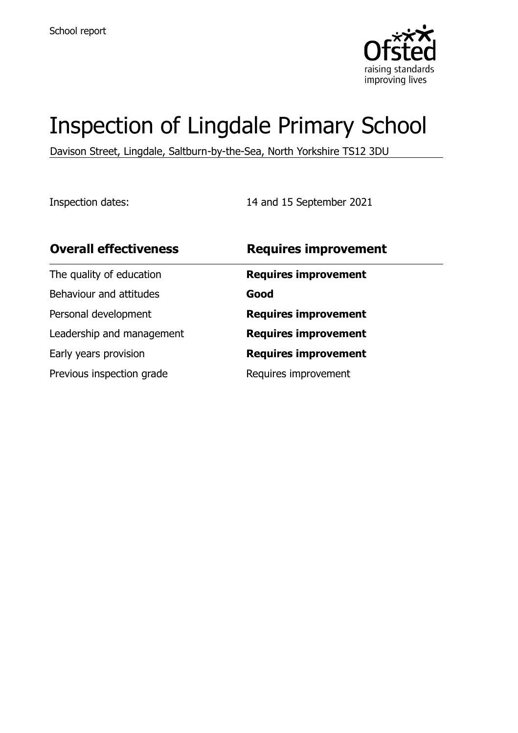School report

# Inspection of Lingdale Primary School

Davison Street, Lingdale, Saltburn-by-the-Sea, North Yorkshire TS12 3DU

Inspection dates: 14 and 15 September 2021

| **Overall effectiveness** | **Requires improvement** |
|---|---|
| The quality of education | **Requires improvement** |
| Behaviour and attitudes | **Good** |
| Personal development | **Requires improvement** |
| Leadership and management | **Requires improvement** |
| Early years provision | **Requires improvement** |
| Previous inspection grade | Requires improvement |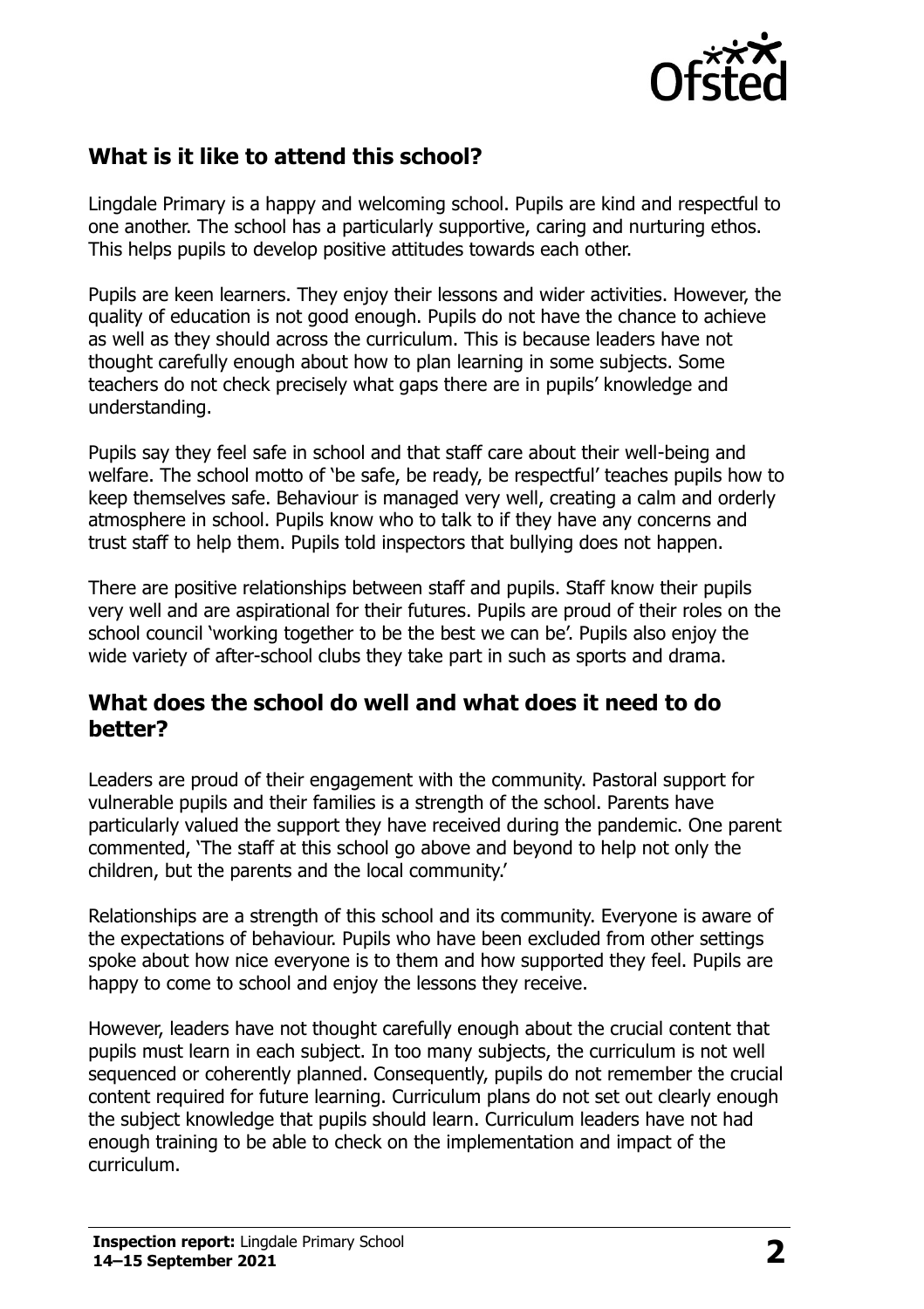## What is it like to attend this school?

Lingdale Primary is a happy and welcoming school. Pupils are kind and respectful to one another. The school has a particularly supportive, caring and nurturing ethos. This helps pupils to develop positive attitudes towards each other.

Pupils are keen learners. They enjoy their lessons and wider activities. However, the quality of education is not good enough. Pupils do not have the chance to achieve as well as they should across the curriculum. This is because leaders have not thought carefully enough about how to plan learning in some subjects. Some teachers do not check precisely what gaps there are in pupils' knowledge and understanding.

Pupils say they feel safe in school and that staff care about their well-being and welfare. The school motto of 'be safe, be ready, be respectful' teaches pupils how to keep themselves safe. Behaviour is managed very well, creating a calm and orderly atmosphere in school. Pupils know who to talk to if they have any concerns and trust staff to help them. Pupils told inspectors that bullying does not happen.

There are positive relationships between staff and pupils. Staff know their pupils very well and are aspirational for their futures. Pupils are proud of their roles on the school council 'working together to be the best we can be'. Pupils also enjoy the wide variety of after-school clubs they take part in such as sports and drama.

## What does the school do well and what does it need to do better?

Leaders are proud of their engagement with the community. Pastoral support for vulnerable pupils and their families is a strength of the school. Parents have particularly valued the support they have received during the pandemic. One parent commented, 'The staff at this school go above and beyond to help not only the children, but the parents and the local community.'

Relationships are a strength of this school and its community. Everyone is aware of the expectations of behaviour. Pupils who have been excluded from other settings spoke about how nice everyone is to them and how supported they feel. Pupils are happy to come to school and enjoy the lessons they receive.

However, leaders have not thought carefully enough about the crucial content that pupils must learn in each subject. In too many subjects, the curriculum is not well sequenced or coherently planned. Consequently, pupils do not remember the crucial content required for future learning. Curriculum plans do not set out clearly enough the subject knowledge that pupils should learn. Curriculum leaders have not had enough training to be able to check on the implementation and impact of the curriculum.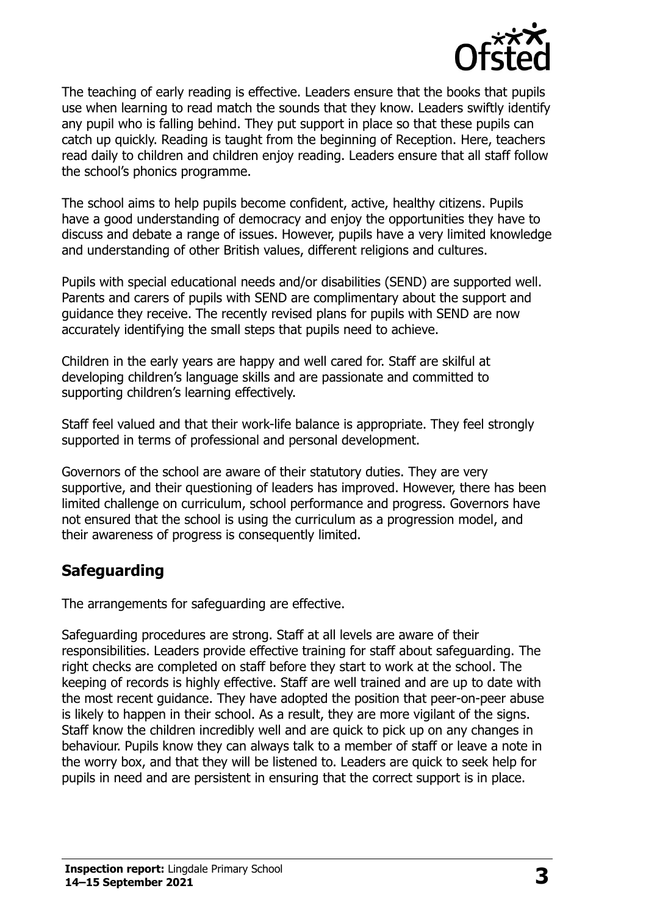The teaching of early reading is effective. Leaders ensure that the books that pupils use when learning to read match the sounds that they know. Leaders swiftly identify any pupil who is falling behind. They put support in place so that these pupils can catch up quickly. Reading is taught from the beginning of Reception. Here, teachers read daily to children and children enjoy reading. Leaders ensure that all staff follow the school's phonics programme.

The school aims to help pupils become confident, active, healthy citizens. Pupils have a good understanding of democracy and enjoy the opportunities they have to discuss and debate a range of issues. However, pupils have a very limited knowledge and understanding of other British values, different religions and cultures.

Pupils with special educational needs and/or disabilities (SEND) are supported well. Parents and carers of pupils with SEND are complimentary about the support and guidance they receive. The recently revised plans for pupils with SEND are now accurately identifying the small steps that pupils need to achieve.

Children in the early years are happy and well cared for. Staff are skilful at developing children's language skills and are passionate and committed to supporting children's learning effectively.

Staff feel valued and that their work-life balance is appropriate. They feel strongly supported in terms of professional and personal development.

Governors of the school are aware of their statutory duties. They are very supportive, and their questioning of leaders has improved. However, there has been limited challenge on curriculum, school performance and progress. Governors have not ensured that the school is using the curriculum as a progression model, and their awareness of progress is consequently limited.

## Safeguarding

The arrangements for safeguarding are effective.

Safeguarding procedures are strong. Staff at all levels are aware of their responsibilities. Leaders provide effective training for staff about safeguarding. The right checks are completed on staff before they start to work at the school. The keeping of records is highly effective. Staff are well trained and are up to date with the most recent guidance. They have adopted the position that peer-on-peer abuse is likely to happen in their school. As a result, they are more vigilant of the signs. Staff know the children incredibly well and are quick to pick up on any changes in behaviour. Pupils know they can always talk to a member of staff or leave a note in the worry box, and that they will be listened to. Leaders are quick to seek help for pupils in need and are persistent in ensuring that the correct support is in place.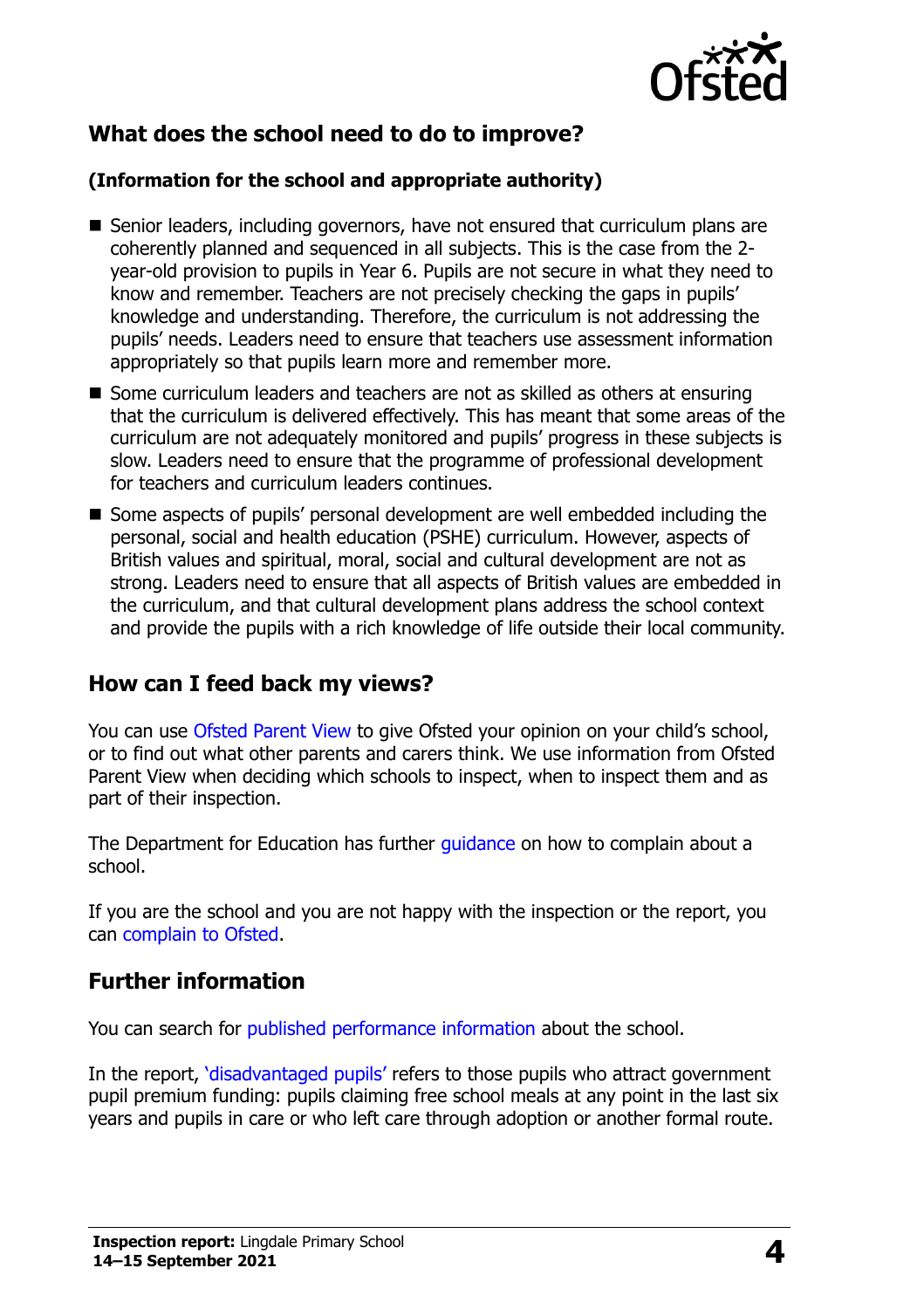## What does the school need to do to improve?

**(Information for the school and appropriate authority)**

- Senior leaders, including governors, have not ensured that curriculum plans are coherently planned and sequenced in all subjects. This is the case from the 2-year-old provision to pupils in Year 6. Pupils are not secure in what they need to know and remember. Teachers are not precisely checking the gaps in pupils' knowledge and understanding. Therefore, the curriculum is not addressing the pupils' needs. Leaders need to ensure that teachers use assessment information appropriately so that pupils learn more and remember more.
- Some curriculum leaders and teachers are not as skilled as others at ensuring that the curriculum is delivered effectively. This has meant that some areas of the curriculum are not adequately monitored and pupils' progress in these subjects is slow. Leaders need to ensure that the programme of professional development for teachers and curriculum leaders continues.
- Some aspects of pupils' personal development are well embedded including the personal, social and health education (PSHE) curriculum. However, aspects of British values and spiritual, moral, social and cultural development are not as strong. Leaders need to ensure that all aspects of British values are embedded in the curriculum, and that cultural development plans address the school context and provide the pupils with a rich knowledge of life outside their local community.

## How can I feed back my views?

You can use Ofsted Parent View to give Ofsted your opinion on your child's school, or to find out what other parents and carers think. We use information from Ofsted Parent View when deciding which schools to inspect, when to inspect them and as part of their inspection.

The Department for Education has further guidance on how to complain about a school.

If you are the school and you are not happy with the inspection or the report, you can complain to Ofsted.

## Further information

You can search for published performance information about the school.

In the report, 'disadvantaged pupils' refers to those pupils who attract government pupil premium funding: pupils claiming free school meals at any point in the last six years and pupils in care or who left care through adoption or another formal route.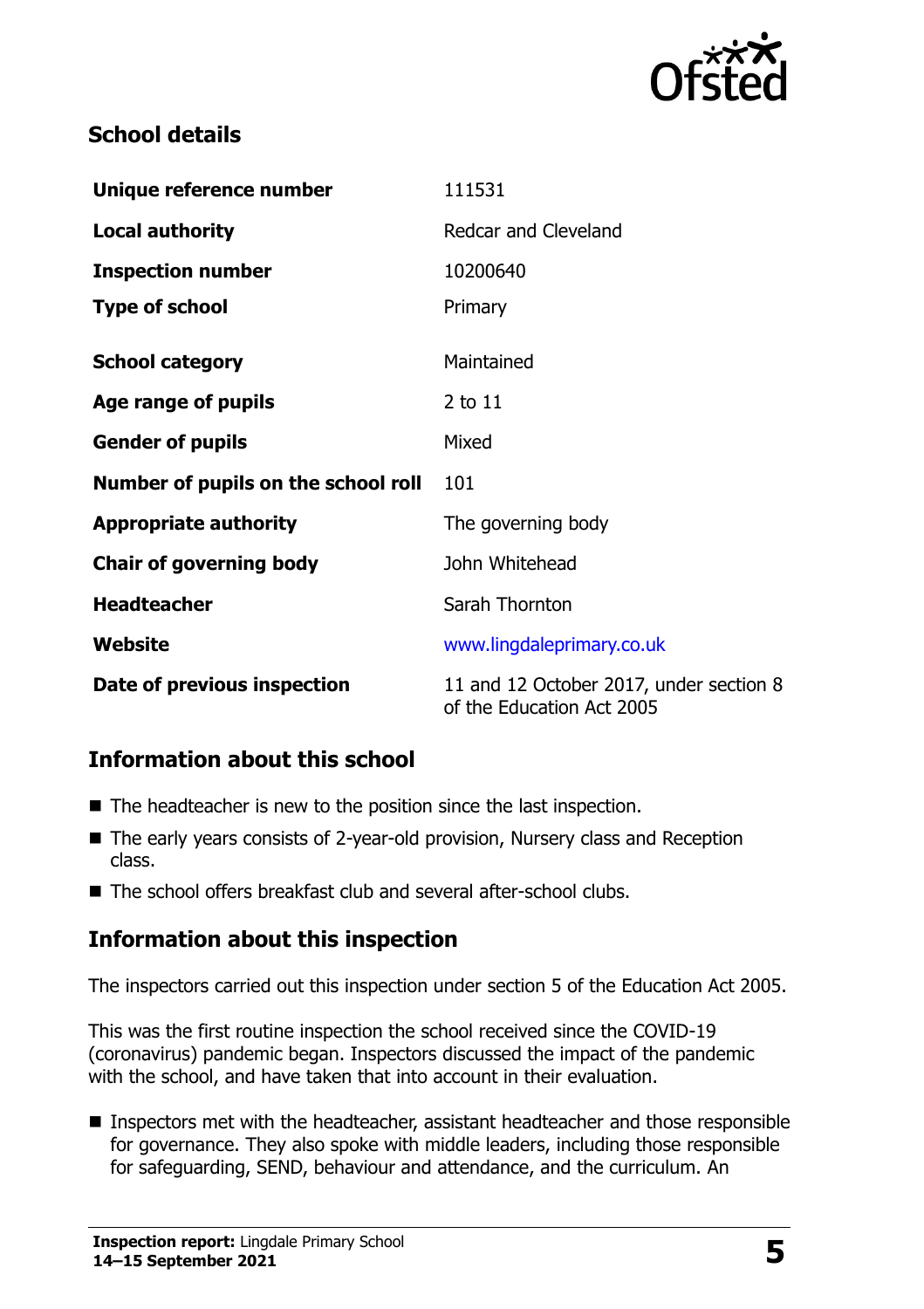## School details

| | |
|---|---|
| **Unique reference number** | 111531 |
| **Local authority** | Redcar and Cleveland |
| **Inspection number** | 10200640 |
| **Type of school** | Primary |
| **School category** | Maintained |
| **Age range of pupils** | 2 to 11 |
| **Gender of pupils** | Mixed |
| **Number of pupils on the school roll** | 101 |
| **Appropriate authority** | The governing body |
| **Chair of governing body** | John Whitehead |
| **Headteacher** | Sarah Thornton |
| **Website** | www.lingdaleprimary.co.uk |
| **Date of previous inspection** | 11 and 12 October 2017, under section 8 of the Education Act 2005 |

## Information about this school

- The headteacher is new to the position since the last inspection.
- The early years consists of 2-year-old provision, Nursery class and Reception class.
- The school offers breakfast club and several after-school clubs.

## Information about this inspection

The inspectors carried out this inspection under section 5 of the Education Act 2005.

This was the first routine inspection the school received since the COVID-19 (coronavirus) pandemic began. Inspectors discussed the impact of the pandemic with the school, and have taken that into account in their evaluation.

- Inspectors met with the headteacher, assistant headteacher and those responsible for governance. They also spoke with middle leaders, including those responsible for safeguarding, SEND, behaviour and attendance, and the curriculum. An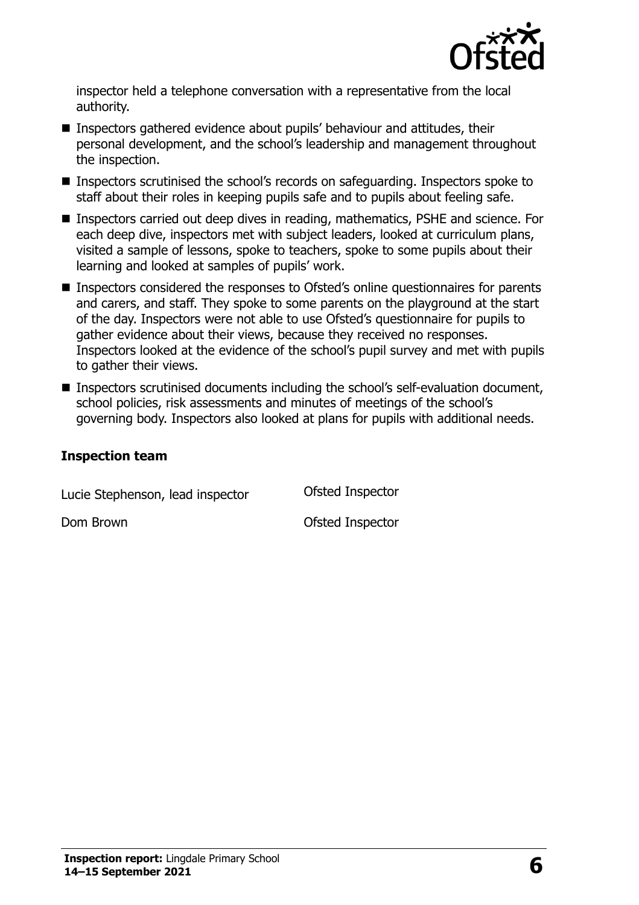inspector held a telephone conversation with a representative from the local authority.

- Inspectors gathered evidence about pupils' behaviour and attitudes, their personal development, and the school's leadership and management throughout the inspection.
- Inspectors scrutinised the school's records on safeguarding. Inspectors spoke to staff about their roles in keeping pupils safe and to pupils about feeling safe.
- Inspectors carried out deep dives in reading, mathematics, PSHE and science. For each deep dive, inspectors met with subject leaders, looked at curriculum plans, visited a sample of lessons, spoke to teachers, spoke to some pupils about their learning and looked at samples of pupils' work.
- Inspectors considered the responses to Ofsted's online questionnaires for parents and carers, and staff. They spoke to some parents on the playground at the start of the day. Inspectors were not able to use Ofsted's questionnaire for pupils to gather evidence about their views, because they received no responses. Inspectors looked at the evidence of the school's pupil survey and met with pupils to gather their views.
- Inspectors scrutinised documents including the school's self-evaluation document, school policies, risk assessments and minutes of meetings of the school's governing body. Inspectors also looked at plans for pupils with additional needs.

### Inspection team

| | |
|---|---|
| Lucie Stephenson, lead inspector | Ofsted Inspector |
| Dom Brown | Ofsted Inspector |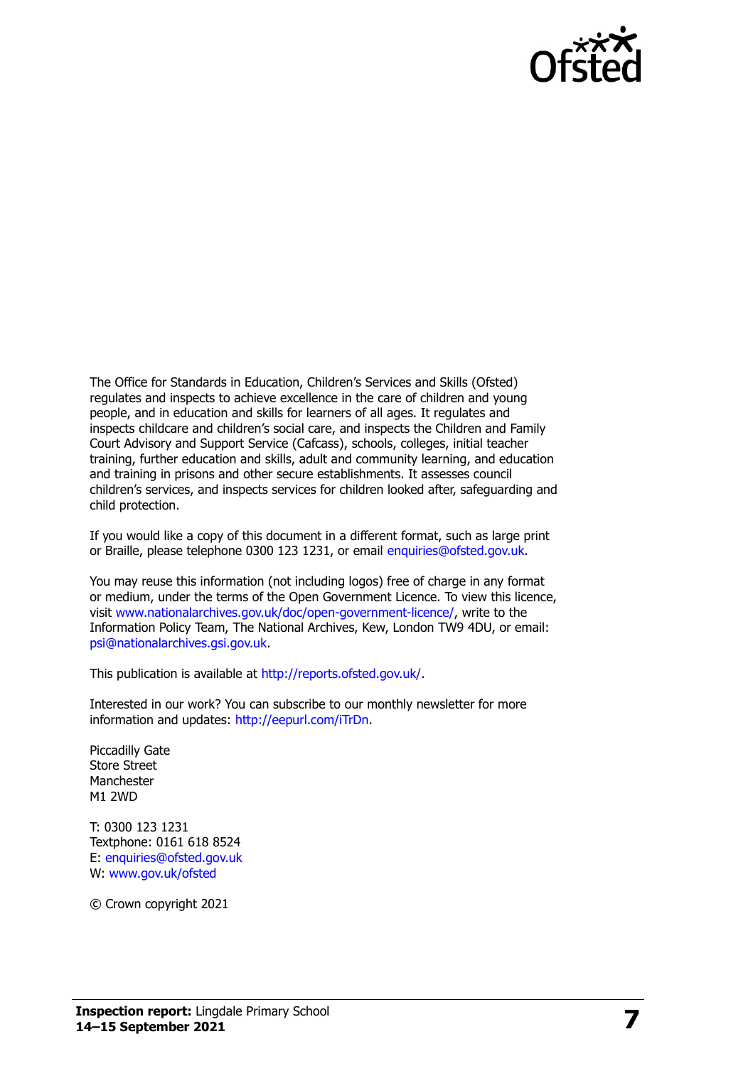The Office for Standards in Education, Children's Services and Skills (Ofsted) regulates and inspects to achieve excellence in the care of children and young people, and in education and skills for learners of all ages. It regulates and inspects childcare and children's social care, and inspects the Children and Family Court Advisory and Support Service (Cafcass), schools, colleges, initial teacher training, further education and skills, adult and community learning, and education and training in prisons and other secure establishments. It assesses council children's services, and inspects services for children looked after, safeguarding and child protection.

If you would like a copy of this document in a different format, such as large print or Braille, please telephone 0300 123 1231, or email enquiries@ofsted.gov.uk.

You may reuse this information (not including logos) free of charge in any format or medium, under the terms of the Open Government Licence. To view this licence, visit www.nationalarchives.gov.uk/doc/open-government-licence/, write to the Information Policy Team, The National Archives, Kew, London TW9 4DU, or email: psi@nationalarchives.gsi.gov.uk.

This publication is available at http://reports.ofsted.gov.uk/.

Interested in our work? You can subscribe to our monthly newsletter for more information and updates: http://eepurl.com/iTrDn.

Piccadilly Gate
Store Street
Manchester
M1 2WD

T: 0300 123 1231
Textphone: 0161 618 8524
E: enquiries@ofsted.gov.uk
W: www.gov.uk/ofsted

© Crown copyright 2021